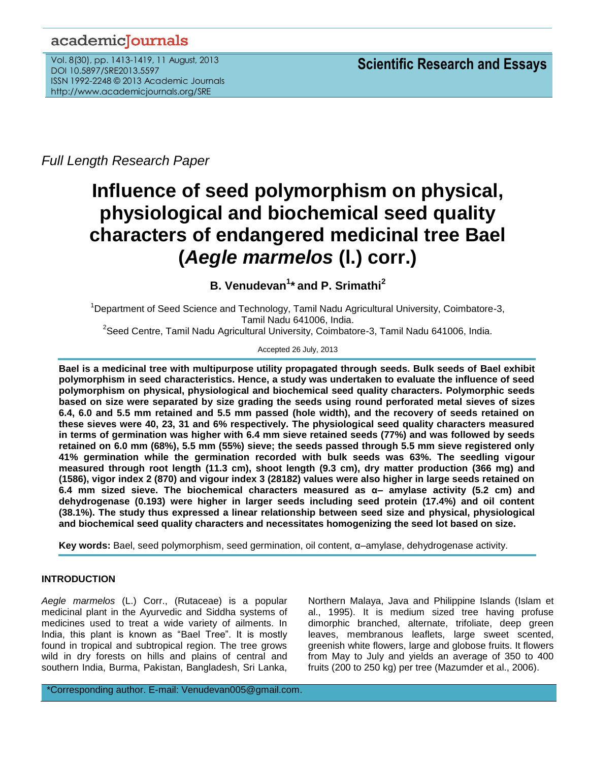Full Length Research Paper

# Influence of seed polymorphism on physical, physiological and biochemical seed quality characters of endangered medicinal tree Bael (*Aegle marmelos* (l.) corr.)

**B. Venudevan[1]* and P. Srimathi[2]**

[1]Department of Seed Science and Technology, Tamil Nadu Agricultural University, Coimbatore-3, Tamil Nadu 641006, India.

[2]Seed Centre, Tamil Nadu Agricultural University, Coimbatore-3, Tamil Nadu 641006, India.

Accepted 26 July, 2013

**Bael is a medicinal tree with multipurpose utility propagated through seeds. Bulk seeds of Bael exhibit polymorphism in seed characteristics. Hence, a study was undertaken to evaluate the influence of seed polymorphism on physical, physiological and biochemical seed quality characters. Polymorphic seeds based on size were separated by size grading the seeds using round perforated metal sieves of sizes 6.4, 6.0 and 5.5 mm retained and 5.5 mm passed (hole width), and the recovery of seeds retained on these sieves were 40, 23, 31 and 6% respectively. The physiological seed quality characters measured in terms of germination was higher with 6.4 mm sieve retained seeds (77%) and was followed by seeds retained on 6.0 mm (68%), 5.5 mm (55%) sieve; the seeds passed through 5.5 mm sieve registered only 41% germination while the germination recorded with bulk seeds was 63%. The seedling vigour measured through root length (11.3 cm), shoot length (9.3 cm), dry matter production (366 mg) and (1586), vigor index 2 (870) and vigour index 3 (28182) values were also higher in large seeds retained on 6.4 mm sized sieve. The biochemical characters measured as α– amylase activity (5.2 cm) and dehydrogenase (0.193) were higher in larger seeds including seed protein (17.4%) and oil content (38.1%). The study thus expressed a linear relationship between seed size and physical, physiological and biochemical seed quality characters and necessitates homogenizing the seed lot based on size.**

**Key words:** Bael, seed polymorphism, seed germination, oil content, α–amylase, dehydrogenase activity.

## INTRODUCTION

*Aegle marmelos* (L.) Corr., (Rutaceae) is a popular medicinal plant in the Ayurvedic and Siddha systems of medicines used to treat a wide variety of ailments. In India, this plant is known as "Bael Tree". It is mostly found in tropical and subtropical region. The tree grows wild in dry forests on hills and plains of central and southern India, Burma, Pakistan, Bangladesh, Sri Lanka, Northern Malaya, Java and Philippine Islands (Islam et al., 1995). It is medium sized tree having profuse dimorphic branched, alternate, trifoliate, deep green leaves, membranous leaflets, large sweet scented, greenish white flowers, large and globose fruits. It flowers from May to July and yields an average of 350 to 400 fruits (200 to 250 kg) per tree (Mazumder et al., 2006).

*Corresponding author. E-mail: Venudevan005@gmail.com.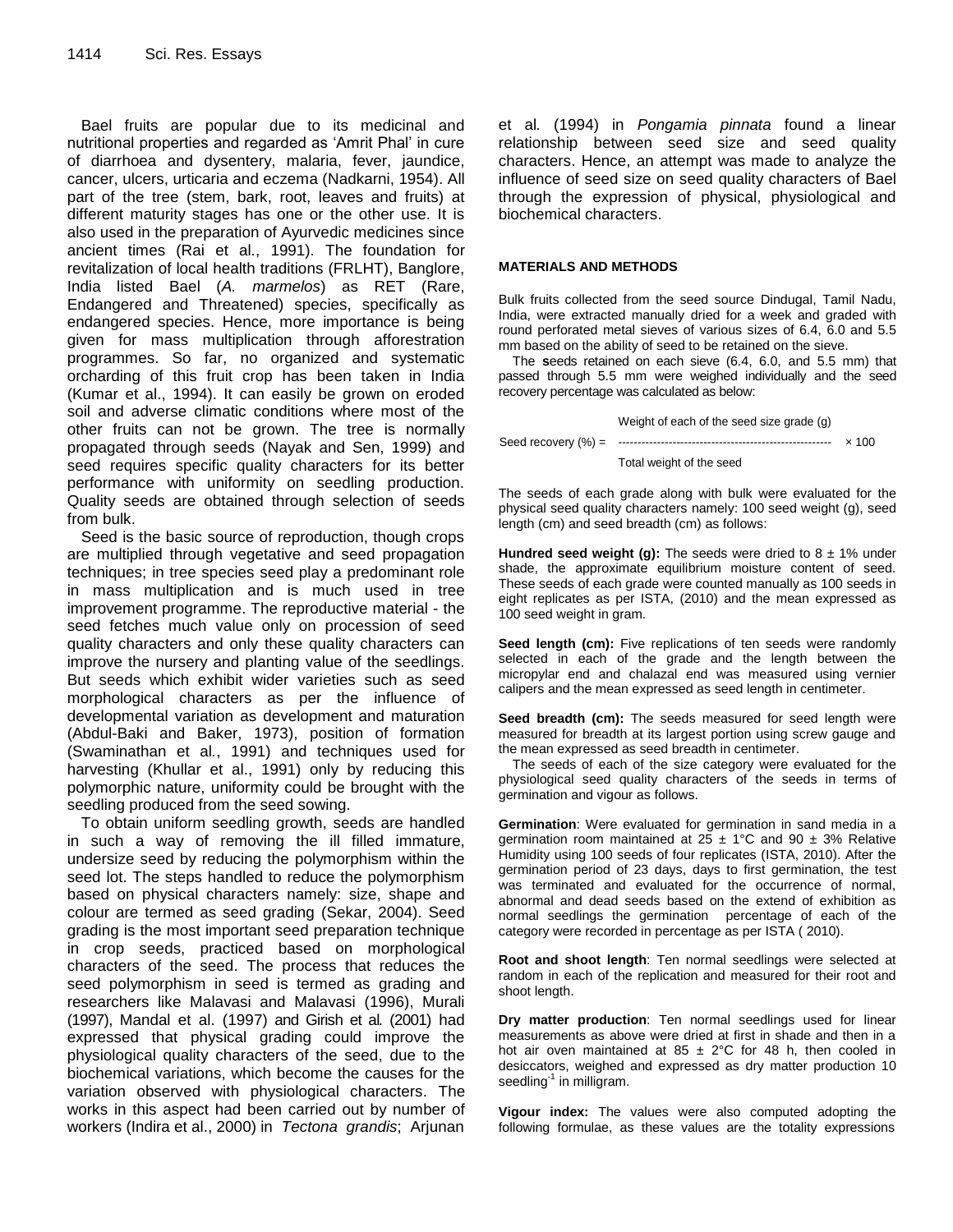Bael fruits are popular due to its medicinal and nutritional properties and regarded as 'Amrit Phal' in cure of diarrhoea and dysentery, malaria, fever, jaundice, cancer, ulcers, urticaria and eczema (Nadkarni, 1954). All part of the tree (stem, bark, root, leaves and fruits) at different maturity stages has one or the other use. It is also used in the preparation of Ayurvedic medicines since ancient times (Rai et al., 1991). The foundation for revitalization of local health traditions (FRLHT), Banglore, India listed Bael (*A. marmelos*) as RET (Rare, Endangered and Threatened) species, specifically as endangered species. Hence, more importance is being given for mass multiplication through afforestration programmes. So far, no organized and systematic orcharding of this fruit crop has been taken in India (Kumar et al., 1994). It can easily be grown on eroded soil and adverse climatic conditions where most of the other fruits can not be grown. The tree is normally propagated through seeds (Nayak and Sen, 1999) and seed requires specific quality characters for its better performance with uniformity on seedling production. Quality seeds are obtained through selection of seeds from bulk.

Seed is the basic source of reproduction, though crops are multiplied through vegetative and seed propagation techniques; in tree species seed play a predominant role in mass multiplication and is much used in tree improvement programme. The reproductive material - the seed fetches much value only on procession of seed quality characters and only these quality characters can improve the nursery and planting value of the seedlings. But seeds which exhibit wider varieties such as seed morphological characters as per the influence of developmental variation as development and maturation (Abdul-Baki and Baker, 1973), position of formation (Swaminathan et al., 1991) and techniques used for harvesting (Khullar et al., 1991) only by reducing this polymorphic nature, uniformity could be brought with the seedling produced from the seed sowing.

To obtain uniform seedling growth, seeds are handled in such a way of removing the ill filled immature, undersize seed by reducing the polymorphism within the seed lot. The steps handled to reduce the polymorphism based on physical characters namely: size, shape and colour are termed as seed grading (Sekar, 2004). Seed grading is the most important seed preparation technique in crop seeds, practiced based on morphological characters of the seed. The process that reduces the seed polymorphism in seed is termed as grading and researchers like Malavasi and Malavasi (1996), Murali (1997), Mandal et al. (1997) and Girish et al. (2001) had expressed that physical grading could improve the physiological quality characters of the seed, due to the biochemical variations, which become the causes for the variation observed with physiological characters. The works in this aspect had been carried out by number of workers (Indira et al., 2000) in *Tectona grandis*; Arjunan et al. (1994) in *Pongamia pinnata* found a linear relationship between seed size and seed quality characters. Hence, an attempt was made to analyze the influence of seed size on seed quality characters of Bael through the expression of physical, physiological and biochemical characters.

## MATERIALS AND METHODS

Bulk fruits collected from the seed source Dindugal, Tamil Nadu, India, were extracted manually dried for a week and graded with round perforated metal sieves of various sizes of 6.4, 6.0 and 5.5 mm based on the ability of seed to be retained on the sieve.

The seeds retained on each sieve (6.4, 6.0, and 5.5 mm) that passed through 5.5 mm were weighed individually and the seed recovery percentage was calculated as below:

$$\text{Seed recovery (\%)} = \frac{\text{Weight of each of the seed size grade (g)}}{\text{Total weight of the seed}} \times 100$$

The seeds of each grade along with bulk were evaluated for the physical seed quality characters namely: 100 seed weight (g), seed length (cm) and seed breadth (cm) as follows:

**Hundred seed weight (g):** The seeds were dried to 8 ± 1% under shade, the approximate equilibrium moisture content of seed. These seeds of each grade were counted manually as 100 seeds in eight replicates as per ISTA, (2010) and the mean expressed as 100 seed weight in gram.

**Seed length (cm):** Five replications of ten seeds were randomly selected in each of the grade and the length between the micropylar end and chalazal end was measured using vernier calipers and the mean expressed as seed length in centimeter.

**Seed breadth (cm):** The seeds measured for seed length were measured for breadth at its largest portion using screw gauge and the mean expressed as seed breadth in centimeter.

The seeds of each of the size category were evaluated for the physiological seed quality characters of the seeds in terms of germination and vigour as follows.

**Germination**: Were evaluated for germination in sand media in a germination room maintained at 25 ± 1°C and 90 ± 3% Relative Humidity using 100 seeds of four replicates (ISTA, 2010). After the germination period of 23 days, days to first germination, the test was terminated and evaluated for the occurrence of normal, abnormal and dead seeds based on the extend of exhibition as normal seedlings the germination percentage of each of the category were recorded in percentage as per ISTA ( 2010).

**Root and shoot length**: Ten normal seedlings were selected at random in each of the replication and measured for their root and shoot length.

**Dry matter production**: Ten normal seedlings used for linear measurements as above were dried at first in shade and then in a hot air oven maintained at 85 ± 2°C for 48 h, then cooled in desiccators, weighed and expressed as dry matter production 10 seedling$^{-1}$ in milligram.

**Vigour index:** The values were also computed adopting the following formulae, as these values are the totality expressions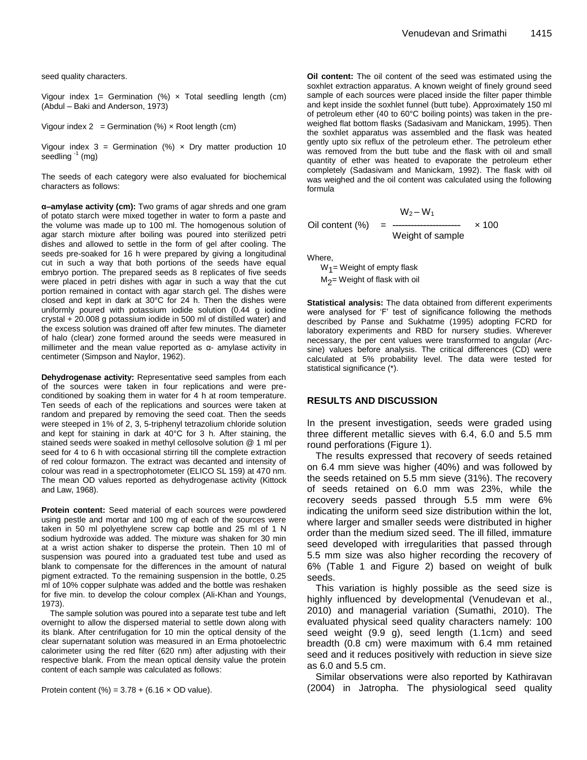seed quality characters.

Vigour index 1= Germination (%) × Total seedling length (cm) (Abdul – Baki and Anderson, 1973)

Vigour index 2 = Germination (%) × Root length (cm)

Vigour index 3 = Germination (%) × Dry matter production 10 seedling $^{-1}$ (mg)

The seeds of each category were also evaluated for biochemical characters as follows:

**α–amylase activity (cm):** Two grams of agar shreds and one gram of potato starch were mixed together in water to form a paste and the volume was made up to 100 ml. The homogenous solution of agar starch mixture after boiling was poured into sterilized petri dishes and allowed to settle in the form of gel after cooling. The seeds pre-soaked for 16 h were prepared by giving a longitudinal cut in such a way that both portions of the seeds have equal embryo portion. The prepared seeds as 8 replicates of five seeds were placed in petri dishes with agar in such a way that the cut portion remained in contact with agar starch gel. The dishes were closed and kept in dark at 30°C for 24 h. Then the dishes were uniformly poured with potassium iodide solution (0.44 g iodine crystal + 20.008 g potassium iodide in 500 ml of distilled water) and the excess solution was drained off after few minutes. The diameter of halo (clear) zone formed around the seeds were measured in millimeter and the mean value reported as α- amylase activity in centimeter (Simpson and Naylor, 1962).

**Dehydrogenase activity:** Representative seed samples from each of the sources were taken in four replications and were pre-conditioned by soaking them in water for 4 h at room temperature. Ten seeds of each of the replications and sources were taken at random and prepared by removing the seed coat. Then the seeds were steeped in 1% of 2, 3, 5-triphenyl tetrazolium chloride solution and kept for staining in dark at 40°C for 3 h. After staining, the stained seeds were soaked in methyl cellosolve solution @ 1 ml per seed for 4 to 6 h with occasional stirring till the complete extraction of red colour formazon. The extract was decanted and intensity of colour was read in a spectrophotometer (ELICO SL 159) at 470 nm. The mean OD values reported as dehydrogenase activity (Kittock and Law, 1968).

**Protein content:** Seed material of each sources were powdered using pestle and mortar and 100 mg of each of the sources were taken in 50 ml polyethylene screw cap bottle and 25 ml of 1 N sodium hydroxide was added. The mixture was shaken for 30 min at a wrist action shaker to disperse the protein. Then 10 ml of suspension was poured into a graduated test tube and used as blank to compensate for the differences in the amount of natural pigment extracted. To the remaining suspension in the bottle, 0.25 ml of 10% copper sulphate was added and the bottle was reshaken for five min. to develop the colour complex (Ali-Khan and Youngs, 1973).

The sample solution was poured into a separate test tube and left overnight to allow the dispersed material to settle down along with its blank. After centrifugation for 10 min the optical density of the clear supernatant solution was measured in an Erma photoelectric calorimeter using the red filter (620 nm) after adjusting with their respective blank. From the mean optical density value the protein content of each sample was calculated as follows:

Protein content (%) = 3.78 + (6.16 × OD value).

**Oil content:** The oil content of the seed was estimated using the soxhlet extraction apparatus. A known weight of finely ground seed sample of each sources were placed inside the filter paper thimble and kept inside the soxhlet funnel (butt tube). Approximately 150 ml of petroleum ether (40 to 60°C boiling points) was taken in the pre-weighed flat bottom flasks (Sadasivam and Manickam, 1995). Then the soxhlet apparatus was assembled and the flask was heated gently upto six reflux of the petroleum ether. The petroleum ether was removed from the butt tube and the flask with oil and small quantity of ether was heated to evaporate the petroleum ether completely (Sadasivam and Manickam, 1992). The flask with oil was weighed and the oil content was calculated using the following formula

$$\text{Oil content (\%)} = \frac{W_2 - W_1}{\text{Weight of sample}} \times 100$$

Where,

$W_1$= Weight of empty flask

$M_2$= Weight of flask with oil

**Statistical analysis:** The data obtained from different experiments were analysed for 'F' test of significance following the methods described by Panse and Sukhatme (1995) adopting FCRD for laboratory experiments and RBD for nursery studies. Wherever necessary, the per cent values were transformed to angular (Arc-sine) values before analysis. The critical differences (CD) were calculated at 5% probability level. The data were tested for statistical significance (*).

## RESULTS AND DISCUSSION

In the present investigation, seeds were graded using three different metallic sieves with 6.4, 6.0 and 5.5 mm round perforations (Figure 1).

The results expressed that recovery of seeds retained on 6.4 mm sieve was higher (40%) and was followed by the seeds retained on 5.5 mm sieve (31%). The recovery of seeds retained on 6.0 mm was 23%, while the recovery seeds passed through 5.5 mm were 6% indicating the uniform seed size distribution within the lot, where larger and smaller seeds were distributed in higher order than the medium sized seed. The ill filled, immature seed developed with irregularities that passed through 5.5 mm size was also higher recording the recovery of 6% (Table 1 and Figure 2) based on weight of bulk seeds.

This variation is highly possible as the seed size is highly influenced by developmental (Venudevan et al., 2010) and managerial variation (Sumathi, 2010). The evaluated physical seed quality characters namely: 100 seed weight (9.9 g), seed length (1.1cm) and seed breadth (0.8 cm) were maximum with 6.4 mm retained seed and it reduces positively with reduction in sieve size as 6.0 and 5.5 cm.

Similar observations were also reported by Kathiravan (2004) in Jatropha. The physiological seed quality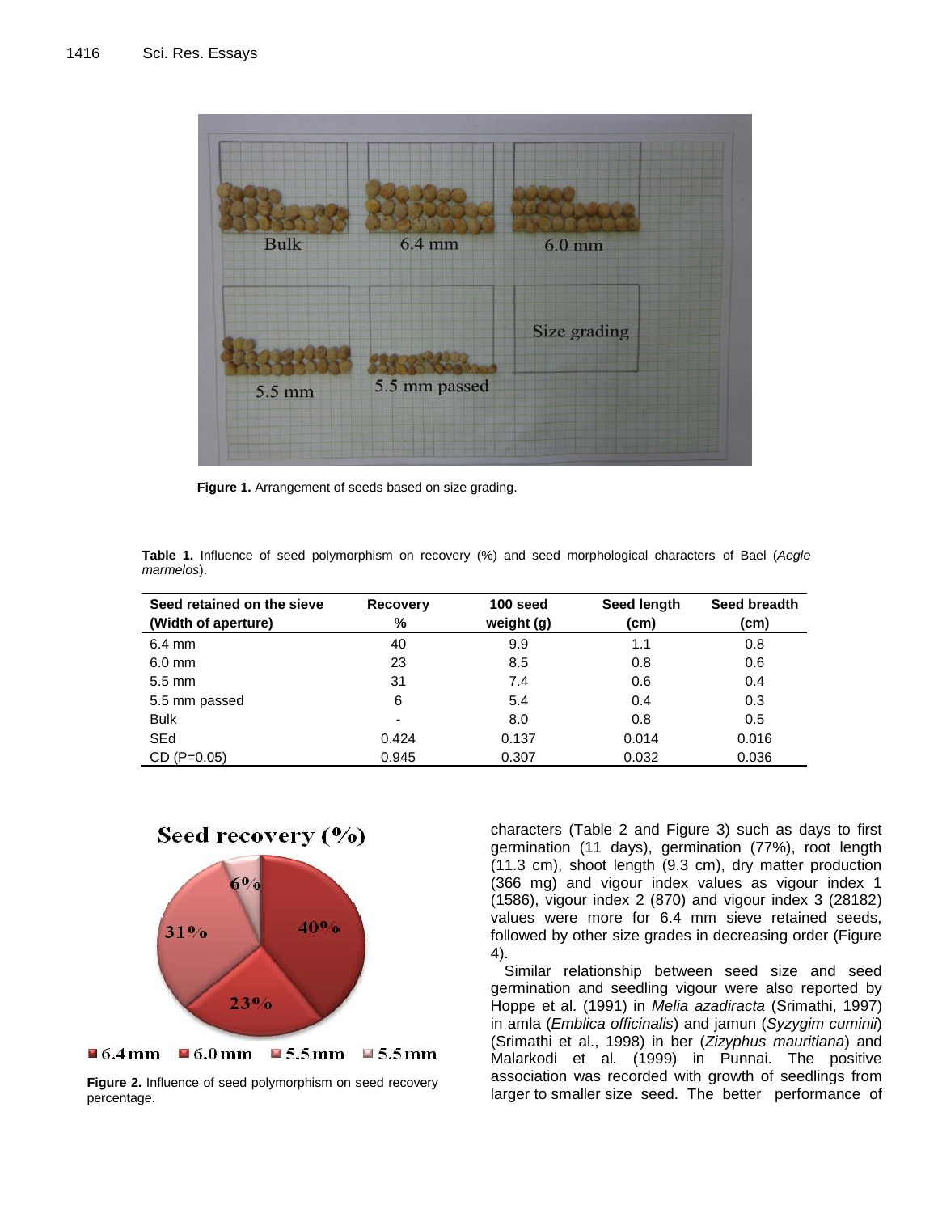Figure 1. Arrangement of seeds based on size grading.

**Table 1.** Influence of seed polymorphism on recovery (%) and seed morphological characters of Bael (*Aegle marmelos*).

| Seed retained on the sieve (Width of aperture) | Recovery % | 100 seed weight (g) | Seed length (cm) | Seed breadth (cm) |
|---|---|---|---|---|
| 6.4 mm | 40 | 9.9 | 1.1 | 0.8 |
| 6.0 mm | 23 | 8.5 | 0.8 | 0.6 |
| 5.5 mm | 31 | 7.4 | 0.6 | 0.4 |
| 5.5 mm passed | 6 | 5.4 | 0.4 | 0.3 |
| Bulk | - | 8.0 | 0.8 | 0.5 |
| SEd | 0.424 | 0.137 | 0.014 | 0.016 |
| CD (P=0.05) | 0.945 | 0.307 | 0.032 | 0.036 |

**Figure 2.** Influence of seed polymorphism on seed recovery percentage.

characters (Table 2 and Figure 3) such as days to first germination (11 days), germination (77%), root length (11.3 cm), shoot length (9.3 cm), dry matter production (366 mg) and vigour index values as vigour index 1 (1586), vigour index 2 (870) and vigour index 3 (28182) values were more for 6.4 mm sieve retained seeds, followed by other size grades in decreasing order (Figure 4).

Similar relationship between seed size and seed germination and seedling vigour were also reported by Hoppe et al. (1991) in *Melia azadiracta* (Srimathi, 1997) in amla (*Emblica officinalis*) and jamun (*Syzygim cuminii*) (Srimathi et al., 1998) in ber (*Zizyphus mauritiana*) and Malarkodi et al. (1999) in Punnai. The positive association was recorded with growth of seedlings from larger to smaller size seed. The better performance of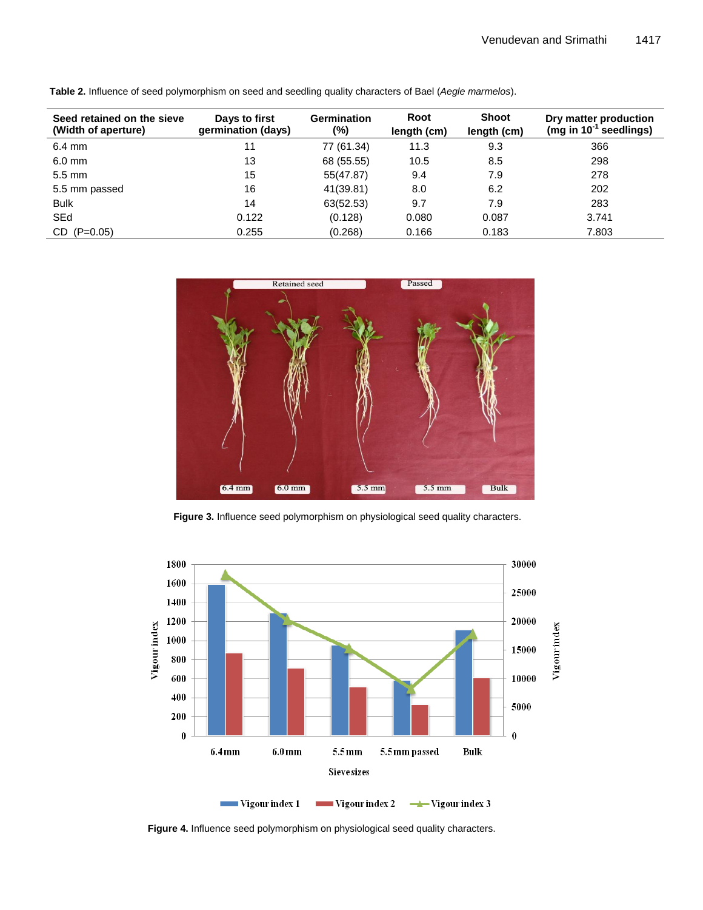**Table 2.** Influence of seed polymorphism on seed and seedling quality characters of Bael (*Aegle marmelos*).

| Seed retained on the sieve (Width of aperture) | Days to first germination (days) | Germination (%) | Root length (cm) | Shoot length (cm) | Dry matter production (mg in $10^{-1}$ seedlings) |
|---|---|---|---|---|---|
| 6.4 mm | 11 | 77 (61.34) | 11.3 | 9.3 | 366 |
| 6.0 mm | 13 | 68 (55.55) | 10.5 | 8.5 | 298 |
| 5.5 mm | 15 | 55(47.87) | 9.4 | 7.9 | 278 |
| 5.5 mm passed | 16 | 41(39.81) | 8.0 | 6.2 | 202 |
| Bulk | 14 | 63(52.53) | 9.7 | 7.9 | 283 |
| SEd | 0.122 | (0.128) | 0.080 | 0.087 | 3.741 |
| CD (P=0.05) | 0.255 | (0.268) | 0.166 | 0.183 | 7.803 |

**Figure 3.** Influence seed polymorphism on physiological seed quality characters.

**Figure 4.** Influence seed polymorphism on physiological seed quality characters.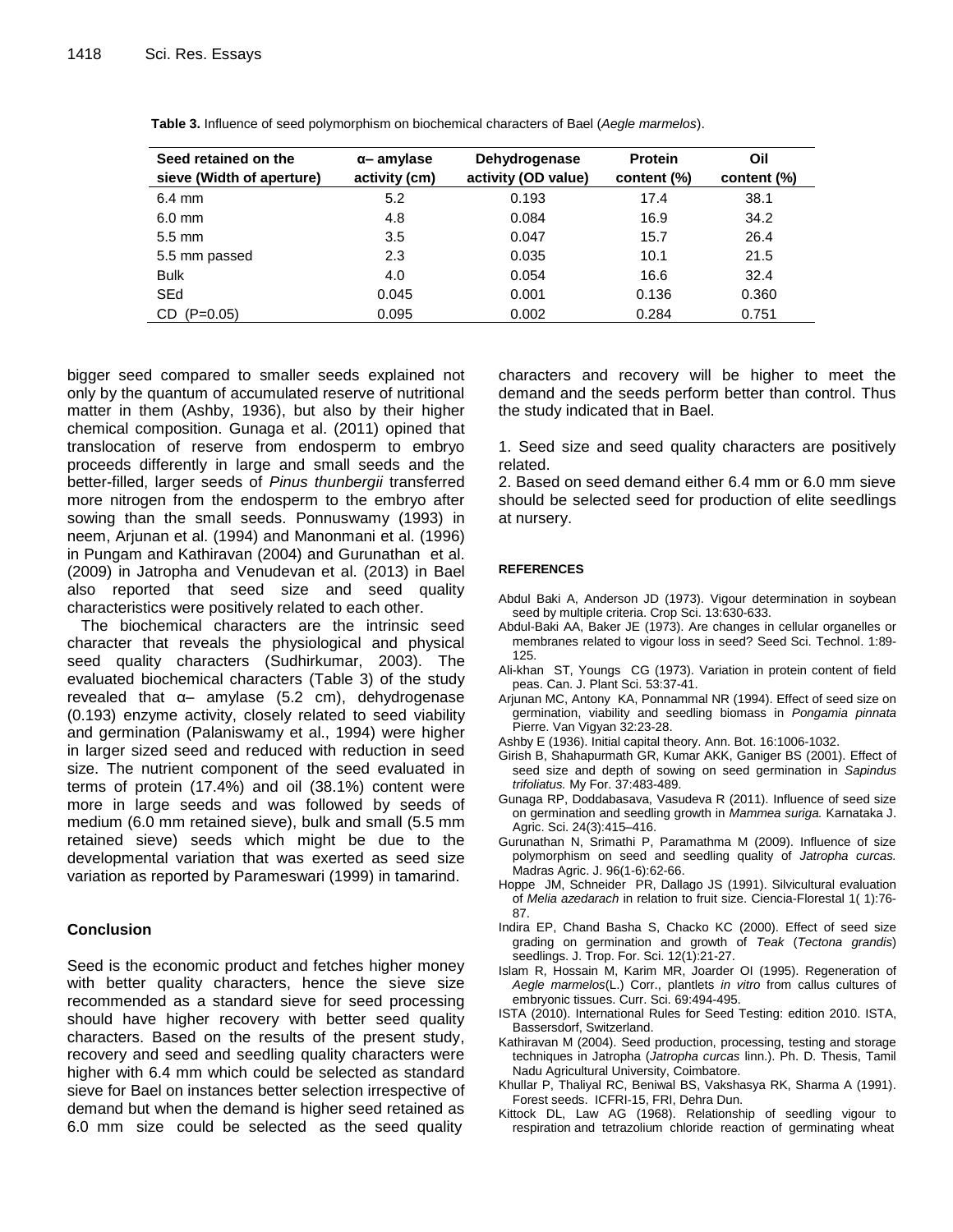**Table 3.** Influence of seed polymorphism on biochemical characters of Bael (*Aegle marmelos*).

| Seed retained on the sieve (Width of aperture) | α– amylase activity (cm) | Dehydrogenase activity (OD value) | Protein content (%) | Oil content (%) |
|---|---|---|---|---|
| 6.4 mm | 5.2 | 0.193 | 17.4 | 38.1 |
| 6.0 mm | 4.8 | 0.084 | 16.9 | 34.2 |
| 5.5 mm | 3.5 | 0.047 | 15.7 | 26.4 |
| 5.5 mm passed | 2.3 | 0.035 | 10.1 | 21.5 |
| Bulk | 4.0 | 0.054 | 16.6 | 32.4 |
| SEd | 0.045 | 0.001 | 0.136 | 0.360 |
| CD (P=0.05) | 0.095 | 0.002 | 0.284 | 0.751 |

bigger seed compared to smaller seeds explained not only by the quantum of accumulated reserve of nutritional matter in them (Ashby, 1936), but also by their higher chemical composition. Gunaga et al. (2011) opined that translocation of reserve from endosperm to embryo proceeds differently in large and small seeds and the better-filled, larger seeds of *Pinus thunbergii* transferred more nitrogen from the endosperm to the embryo after sowing than the small seeds. Ponnuswamy (1993) in neem, Arjunan et al. (1994) and Manonmani et al. (1996) in Pungam and Kathiravan (2004) and Gurunathan et al. (2009) in Jatropha and Venudevan et al. (2013) in Bael also reported that seed size and seed quality characteristics were positively related to each other.

The biochemical characters are the intrinsic seed character that reveals the physiological and physical seed quality characters (Sudhirkumar, 2003). The evaluated biochemical characters (Table 3) of the study revealed that α– amylase (5.2 cm), dehydrogenase (0.193) enzyme activity, closely related to seed viability and germination (Palaniswamy et al., 1994) were higher in larger sized seed and reduced with reduction in seed size. The nutrient component of the seed evaluated in terms of protein (17.4%) and oil (38.1%) content were more in large seeds and was followed by seeds of medium (6.0 mm retained sieve), bulk and small (5.5 mm retained sieve) seeds which might be due to the developmental variation that was exerted as seed size variation as reported by Parameswari (1999) in tamarind.

## Conclusion

Seed is the economic product and fetches higher money with better quality characters, hence the sieve size recommended as a standard sieve for seed processing should have higher recovery with better seed quality characters. Based on the results of the present study, recovery and seed and seedling quality characters were higher with 6.4 mm which could be selected as standard sieve for Bael on instances better selection irrespective of demand but when the demand is higher seed retained as 6.0 mm size could be selected as the seed quality characters and recovery will be higher to meet the demand and the seeds perform better than control. Thus the study indicated that in Bael.

1. Seed size and seed quality characters are positively related.
2. Based on seed demand either 6.4 mm or 6.0 mm sieve should be selected seed for production of elite seedlings at nursery.

## REFERENCES

Abdul Baki A, Anderson JD (1973). Vigour determination in soybean seed by multiple criteria. Crop Sci. 13:630-633.

Abdul-Baki AA, Baker JE (1973). Are changes in cellular organelles or membranes related to vigour loss in seed? Seed Sci. Technol. 1:89-125.

Ali-khan ST, Youngs CG (1973). Variation in protein content of field peas. Can. J. Plant Sci. 53:37-41.

Arjunan MC, Antony KA, Ponnammal NR (1994). Effect of seed size on germination, viability and seedling biomass in *Pongamia pinnata* Pierre. Van Vigyan 32:23-28.

Ashby E (1936). Initial capital theory. Ann. Bot. 16:1006-1032.

Girish B, Shahapurmath GR, Kumar AKK, Ganiger BS (2001). Effect of seed size and depth of sowing on seed germination in *Sapindus trifoliatus.* My For. 37:483-489.

Gunaga RP, Doddabasava, Vasudeva R (2011). Influence of seed size on germination and seedling growth in *Mammea suriga.* Karnataka J. Agric. Sci. 24(3):415–416.

Gurunathan N, Srimathi P, Paramathma M (2009). Influence of size polymorphism on seed and seedling quality of *Jatropha curcas.* Madras Agric. J. 96(1-6):62-66.

Hoppe JM, Schneider PR, Dallago JS (1991). Silvicultural evaluation of *Melia azedarach* in relation to fruit size. Ciencia-Florestal 1( 1):76-87.

Indira EP, Chand Basha S, Chacko KC (2000). Effect of seed size grading on germination and growth of *Teak* (*Tectona grandis*) seedlings. J. Trop. For. Sci. 12(1):21-27.

Islam R, Hossain M, Karim MR, Joarder OI (1995). Regeneration of *Aegle marmelos*(L.) Corr., plantlets *in vitro* from callus cultures of embryonic tissues. Curr. Sci. 69:494-495.

ISTA (2010). International Rules for Seed Testing: edition 2010. ISTA, Bassersdorf, Switzerland.

Kathiravan M (2004). Seed production, processing, testing and storage techniques in Jatropha (*Jatropha curcas* linn.). Ph. D. Thesis, Tamil Nadu Agricultural University, Coimbatore.

Khullar P, Thaliyal RC, Beniwal BS, Vakshasya RK, Sharma A (1991). Forest seeds. ICFRI-15, FRI, Dehra Dun.

Kittock DL, Law AG (1968). Relationship of seedling vigour to respiration and tetrazolium chloride reaction of germinating wheat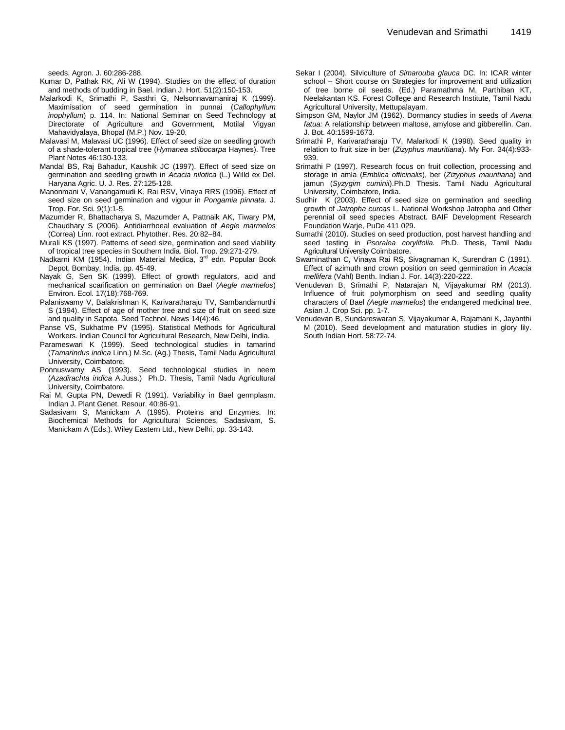seeds. Agron. J. 60:286-288.

Kumar D, Pathak RK, Ali W (1994). Studies on the effect of duration and methods of budding in Bael. Indian J. Hort. 51(2):150-153.

Malarkodi K, Srimathi P, Sasthri G, Nelsonnavamaniraj K (1999). Maximisation of seed germination in punnai (*Callophyllum inophyllum*) p. 114. In: National Seminar on Seed Technology at Directorate of Agriculture and Government, Motilal Vigyan Mahavidyalaya, Bhopal (M.P.) Nov. 19-20.

Malavasi M, Malavasi UC (1996). Effect of seed size on seedling growth of a shade-tolerant tropical tree (*Hymanea stilbocarpa* Haynes). Tree Plant Notes 46:130-133.

Mandal BS, Raj Bahadur, Kaushik JC (1997). Effect of seed size on germination and seedling growth in *Acacia nilotica* (L.) Willd ex Del. Haryana Agric. U. J. Res. 27:125-128.

Manonmani V, Vanangamudi K, Rai RSV, Vinaya RRS (1996). Effect of seed size on seed germination and vigour in *Pongamia pinnata*. J. Trop. For. Sci. 9(1):1-5.

Mazumder R, Bhattacharya S, Mazumder A, Pattnaik AK, Tiwary PM, Chaudhary S (2006). Antidiarrhoeal evaluation of *Aegle marmelos* (Correa) Linn. root extract. Phytother. Res. 20:82–84.

Murali KS (1997). Patterns of seed size, germination and seed viability of tropical tree species in Southern India. Biol. Trop. 29:271-279.

Nadkarni KM (1954). Indian Material Medica, 3rd edn. Popular Book Depot, Bombay, India, pp. 45-49.

Nayak G, Sen SK (1999). Effect of growth regulators, acid and mechanical scarification on germination on Bael (*Aegle marmelos*) Environ. Ecol. 17(18):768-769.

Palaniswamy V, Balakrishnan K, Karivaratharaju TV, Sambandamurthi S (1994). Effect of age of mother tree and size of fruit on seed size and quality in Sapota. Seed Technol. News 14(4):46.

Panse VS, Sukhatme PV (1995). Statistical Methods for Agricultural Workers. Indian Council for Agricultural Research, New Delhi, India.

Parameswari K (1999). Seed technological studies in tamarind (*Tamarindus indica* Linn.) M.Sc. (Ag.) Thesis, Tamil Nadu Agricultural University, Coimbatore.

Ponnuswamy AS (1993). Seed technological studies in neem (*Azadirachta indica* A.Juss.) Ph.D. Thesis, Tamil Nadu Agricultural University, Coimbatore.

Rai M, Gupta PN, Dewedi R (1991). Variability in Bael germplasm. Indian J. Plant Genet. Resour. 40:86-91.

Sadasivam S, Manickam A (1995). Proteins and Enzymes. In: Biochemical Methods for Agricultural Sciences, Sadasivam, S. Manickam A (Eds.). Wiley Eastern Ltd., New Delhi, pp. 33-143.

Sekar I (2004). Silviculture of *Simarouba glauca* DC. In: ICAR winter school – Short course on Strategies for improvement and utilization of tree borne oil seeds. (Ed.) Paramathma M, Parthiban KT, Neelakantan KS. Forest College and Research Institute, Tamil Nadu Agricultural University, Mettupalayam.

Simpson GM, Naylor JM (1962). Dormancy studies in seeds of *Avena fatua:* A relationship between maltose, amylose and gibberellin. Can. J. Bot. 40:1599-1673.

Srimathi P, Karivaratharaju TV, Malarkodi K (1998). Seed quality in relation to fruit size in ber (*Zizyphus mauritiana*). My For. 34(4):933-939.

Srimathi P (1997). Research focus on fruit collection, processing and storage in amla (*Emblica officinalis*), ber (*Zizyphus mauritiana*) and jamun (*Syzygim cuminii*).Ph.D Thesis. Tamil Nadu Agricultural University, Coimbatore, India.

Sudhir K (2003). Effect of seed size on germination and seedling growth of *Jatropha curcas* L. National Workshop Jatropha and Other perennial oil seed species Abstract. BAIF Development Research Foundation Warje, PuDe 411 029.

Sumathi (2010). Studies on seed production, post harvest handling and seed testing in *Psoralea corylifolia.* Ph.D. Thesis, Tamil Nadu Agricultural University Coimbatore.

Swaminathan C, Vinaya Rai RS, Sivagnaman K, Surendran C (1991). Effect of azimuth and crown position on seed germination in *Acacia mellifera* (Vahl) Benth. Indian J. For. 14(3):220-222.

Venudevan B, Srimathi P, Natarajan N, Vijayakumar RM (2013). Influence of fruit polymorphism on seed and seedling quality characters of Bael *(Aegle marmelos*) the endangered medicinal tree. Asian J. Crop Sci. pp. 1-7.

Venudevan B, Sundareswaran S, Vijayakumar A, Rajamani K, Jayanthi M (2010). Seed development and maturation studies in glory lily. South Indian Hort. 58:72-74.